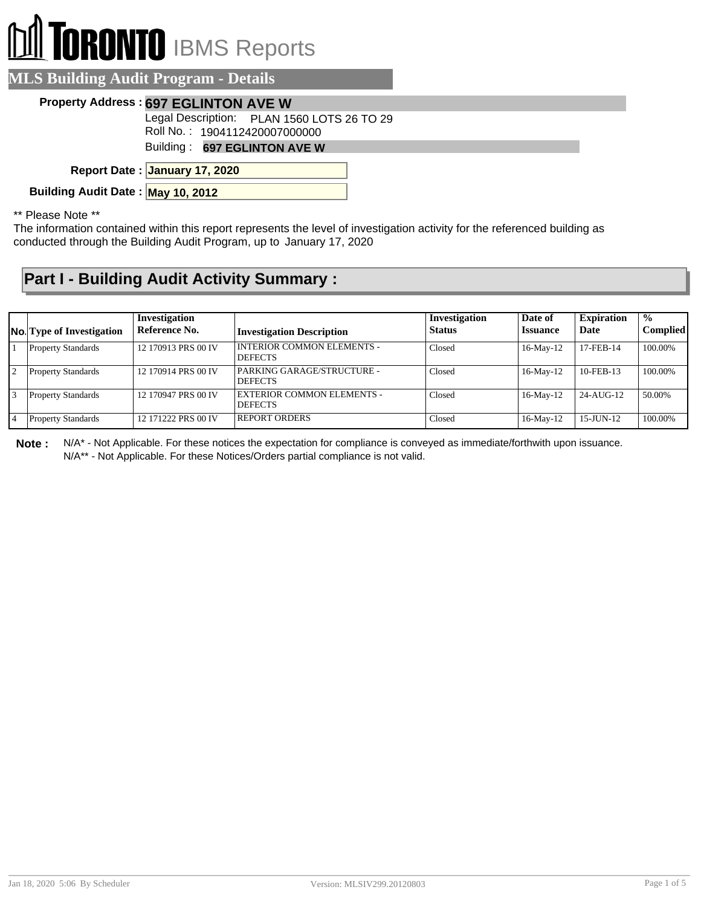# TORONTO IBMS Reports

## MLS Building Audit Program - Details

**Property Address :** **697 EGLINTON AVE W**

Legal Description: PLAN 1560 LOTS 26 TO 29

Roll No. : 1904112420007000000

Building : **697 EGLINTON AVE W**

**Report Date :** **January 17, 2020**

**Building Audit Date :** **May 10, 2012**

** Please Note **

The information contained within this report represents the level of investigation activity for the referenced building as conducted through the Building Audit Program, up to January 17, 2020

## Part I - Building Audit Activity Summary :

| No. | Type of Investigation | Investigation Reference No. | Investigation Description | Investigation Status | Date of Issuance | Expiration Date | % Complied |
|---|---|---|---|---|---|---|---|
| 1 | Property Standards | 12 170913 PRS 00 IV | INTERIOR COMMON ELEMENTS - DEFECTS | Closed | 16-May-12 | 17-FEB-14 | 100.00% |
| 2 | Property Standards | 12 170914 PRS 00 IV | PARKING GARAGE/STRUCTURE - DEFECTS | Closed | 16-May-12 | 10-FEB-13 | 100.00% |
| 3 | Property Standards | 12 170947 PRS 00 IV | EXTERIOR COMMON ELEMENTS - DEFECTS | Closed | 16-May-12 | 24-AUG-12 | 50.00% |
| 4 | Property Standards | 12 171222 PRS 00 IV | REPORT ORDERS | Closed | 16-May-12 | 15-JUN-12 | 100.00% |

**Note :** N/A* - Not Applicable. For these notices the expectation for compliance is conveyed as immediate/forthwith upon issuance.
N/A** - Not Applicable. For these Notices/Orders partial compliance is not valid.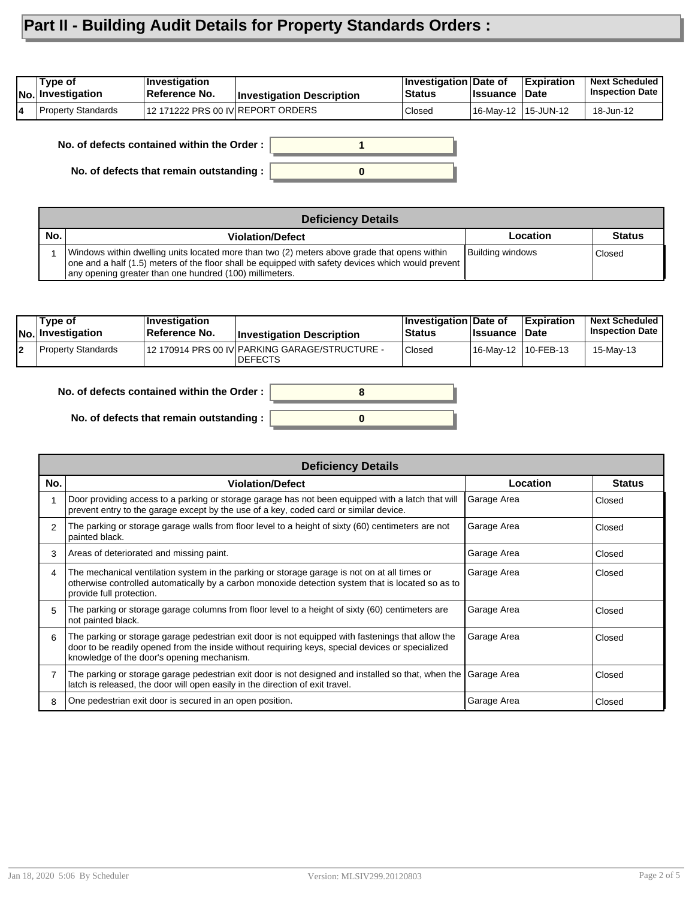# Part II - Building Audit Details for Property Standards Orders :

| No. | Type of Investigation | Investigation Reference No. | Investigation Description | Investigation Status | Date of Issuance | Expiration Date | Next Scheduled Inspection Date |
|---|---|---|---|---|---|---|---|
| 4 | Property Standards | 12 171222 PRS 00 IV | REPORT ORDERS | Closed | 16-May-12 | 15-JUN-12 | 18-Jun-12 |

**No. of defects contained within the Order :** 1

**No. of defects that remain outstanding :** 0

| Deficiency Details | | | |
|---|---|---|---|
| **No.** | **Violation/Defect** | **Location** | **Status** |
| 1 | Windows within dwelling units located more than two (2) meters above grade that opens within one and a half (1.5) meters of the floor shall be equipped with safety devices which would prevent any opening greater than one hundred (100) millimeters. | Building windows | Closed |

| No. | Type of Investigation | Investigation Reference No. | Investigation Description | Investigation Status | Date of Issuance | Expiration Date | Next Scheduled Inspection Date |
|---|---|---|---|---|---|---|---|
| 2 | Property Standards | 12 170914 PRS 00 IV | PARKING GARAGE/STRUCTURE - DEFECTS | Closed | 16-May-12 | 10-FEB-13 | 15-May-13 |

**No. of defects contained within the Order :** 8

**No. of defects that remain outstanding :** 0

| Deficiency Details | | | |
|---|---|---|---|
| **No.** | **Violation/Defect** | **Location** | **Status** |
| 1 | Door providing access to a parking or storage garage has not been equipped with a latch that will prevent entry to the garage except by the use of a key, coded card or similar device. | Garage Area | Closed |
| 2 | The parking or storage garage walls from floor level to a height of sixty (60) centimeters are not painted black. | Garage Area | Closed |
| 3 | Areas of deteriorated and missing paint. | Garage Area | Closed |
| 4 | The mechanical ventilation system in the parking or storage garage is not on at all times or otherwise controlled automatically by a carbon monoxide detection system that is located so as to provide full protection. | Garage Area | Closed |
| 5 | The parking or storage garage columns from floor level to a height of sixty (60) centimeters are not painted black. | Garage Area | Closed |
| 6 | The parking or storage garage pedestrian exit door is not equipped with fastenings that allow the door to be readily opened from the inside without requiring keys, special devices or specialized knowledge of the door's opening mechanism. | Garage Area | Closed |
| 7 | The parking or storage garage pedestrian exit door is not designed and installed so that, when the latch is released, the door will open easily in the direction of exit travel. | Garage Area | Closed |
| 8 | One pedestrian exit door is secured in an open position. | Garage Area | Closed |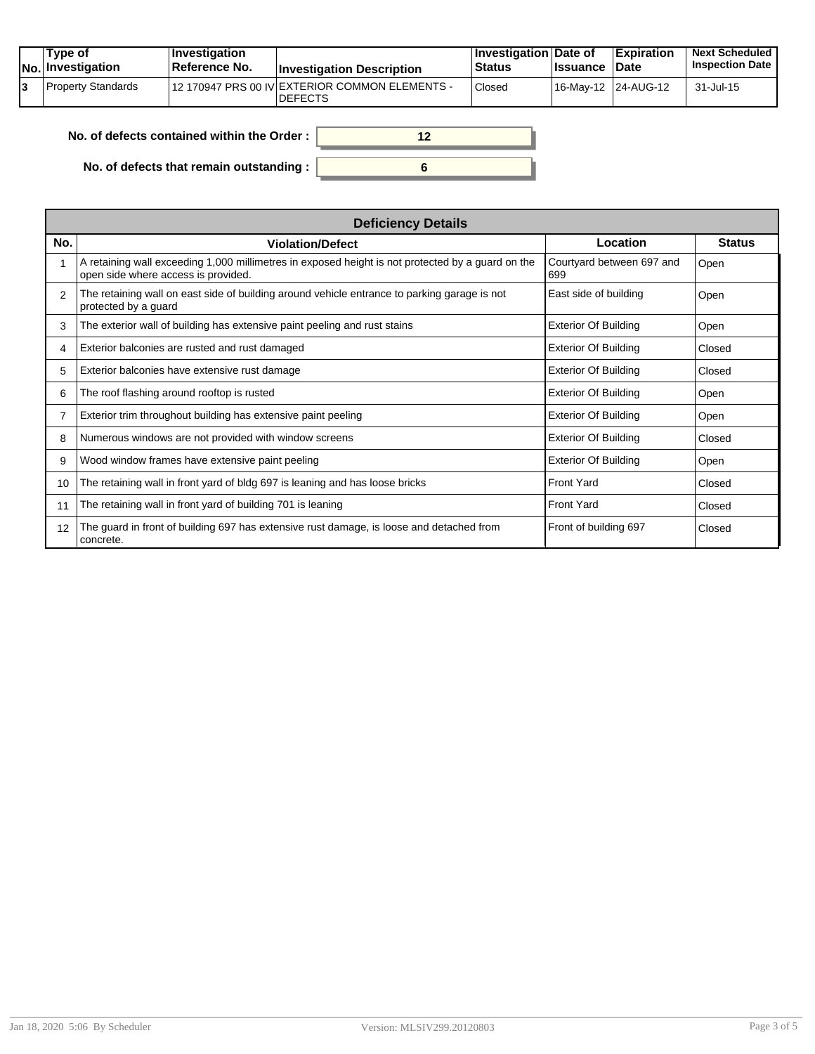| No. | Type of Investigation | Investigation Reference No. | Investigation Description | Investigation Status | Date of Issuance | Expiration Date | Next Scheduled Inspection Date |
|---|---|---|---|---|---|---|---|
| 3 | Property Standards | 12 170947 PRS 00 IV | EXTERIOR COMMON ELEMENTS - DEFECTS | Closed | 16-May-12 | 24-AUG-12 | 31-Jul-15 |

**No. of defects contained within the Order :** 12

**No. of defects that remain outstanding :** 6

| Deficiency Details | | | |
|---|---|---|---|
| **No.** | **Violation/Defect** | **Location** | **Status** |
| 1 | A retaining wall exceeding 1,000 millimetres in exposed height is not protected by a guard on the open side where access is provided. | Courtyard between 697 and 699 | Open |
| 2 | The retaining wall on east side of building around vehicle entrance to parking garage is not protected by a guard | East side of building | Open |
| 3 | The exterior wall of building has extensive paint peeling and rust stains | Exterior Of Building | Open |
| 4 | Exterior balconies are rusted and rust damaged | Exterior Of Building | Closed |
| 5 | Exterior balconies have extensive rust damage | Exterior Of Building | Closed |
| 6 | The roof flashing around rooftop is rusted | Exterior Of Building | Open |
| 7 | Exterior trim throughout building has extensive paint peeling | Exterior Of Building | Open |
| 8 | Numerous windows are not provided with window screens | Exterior Of Building | Closed |
| 9 | Wood window frames have extensive paint peeling | Exterior Of Building | Open |
| 10 | The retaining wall in front yard of bldg 697 is leaning and has loose bricks | Front Yard | Closed |
| 11 | The retaining wall in front yard of building 701 is leaning | Front Yard | Closed |
| 12 | The guard in front of building 697 has extensive rust damage, is loose and detached from concrete. | Front of building 697 | Closed |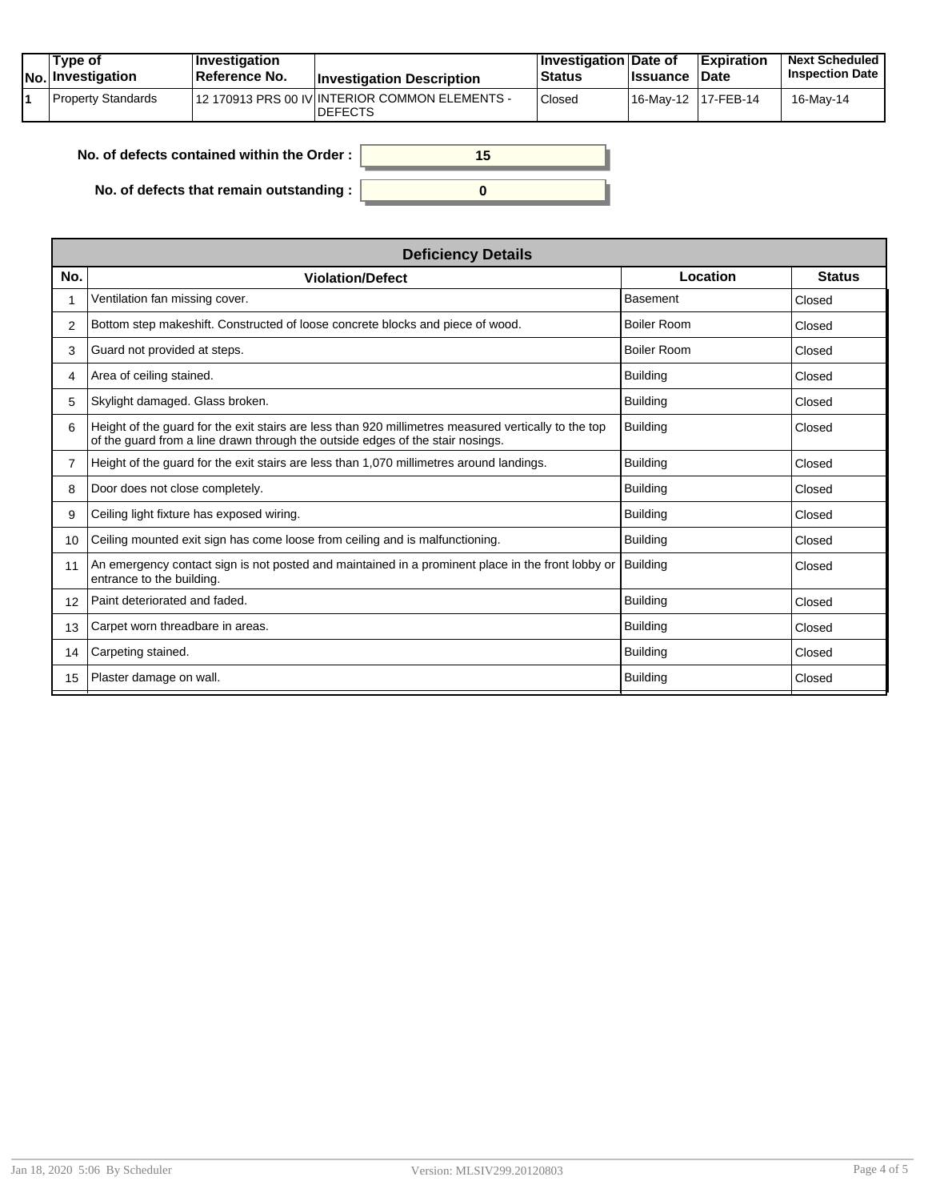| No. | Type of Investigation | Investigation Reference No. | Investigation Description | Investigation Status | Date of Issuance | Expiration Date | Next Scheduled Inspection Date |
|---|---|---|---|---|---|---|---|
| 1 | Property Standards | 12 170913 PRS 00 IV | INTERIOR COMMON ELEMENTS - DEFECTS | Closed | 16-May-12 | 17-FEB-14 | 16-May-14 |

**No. of defects contained within the Order :** 15

**No. of defects that remain outstanding :** 0

| Deficiency Details | | | |
|---|---|---|---|
| **No.** | **Violation/Defect** | **Location** | **Status** |
| 1 | Ventilation fan missing cover. | Basement | Closed |
| 2 | Bottom step makeshift. Constructed of loose concrete blocks and piece of wood. | Boiler Room | Closed |
| 3 | Guard not provided at steps. | Boiler Room | Closed |
| 4 | Area of ceiling stained. | Building | Closed |
| 5 | Skylight damaged. Glass broken. | Building | Closed |
| 6 | Height of the guard for the exit stairs are less than 920 millimetres measured vertically to the top of the guard from a line drawn through the outside edges of the stair nosings. | Building | Closed |
| 7 | Height of the guard for the exit stairs are less than 1,070 millimetres around landings. | Building | Closed |
| 8 | Door does not close completely. | Building | Closed |
| 9 | Ceiling light fixture has exposed wiring. | Building | Closed |
| 10 | Ceiling mounted exit sign has come loose from ceiling and is malfunctioning. | Building | Closed |
| 11 | An emergency contact sign is not posted and maintained in a prominent place in the front lobby or entrance to the building. | Building | Closed |
| 12 | Paint deteriorated and faded. | Building | Closed |
| 13 | Carpet worn threadbare in areas. | Building | Closed |
| 14 | Carpeting stained. | Building | Closed |
| 15 | Plaster damage on wall. | Building | Closed |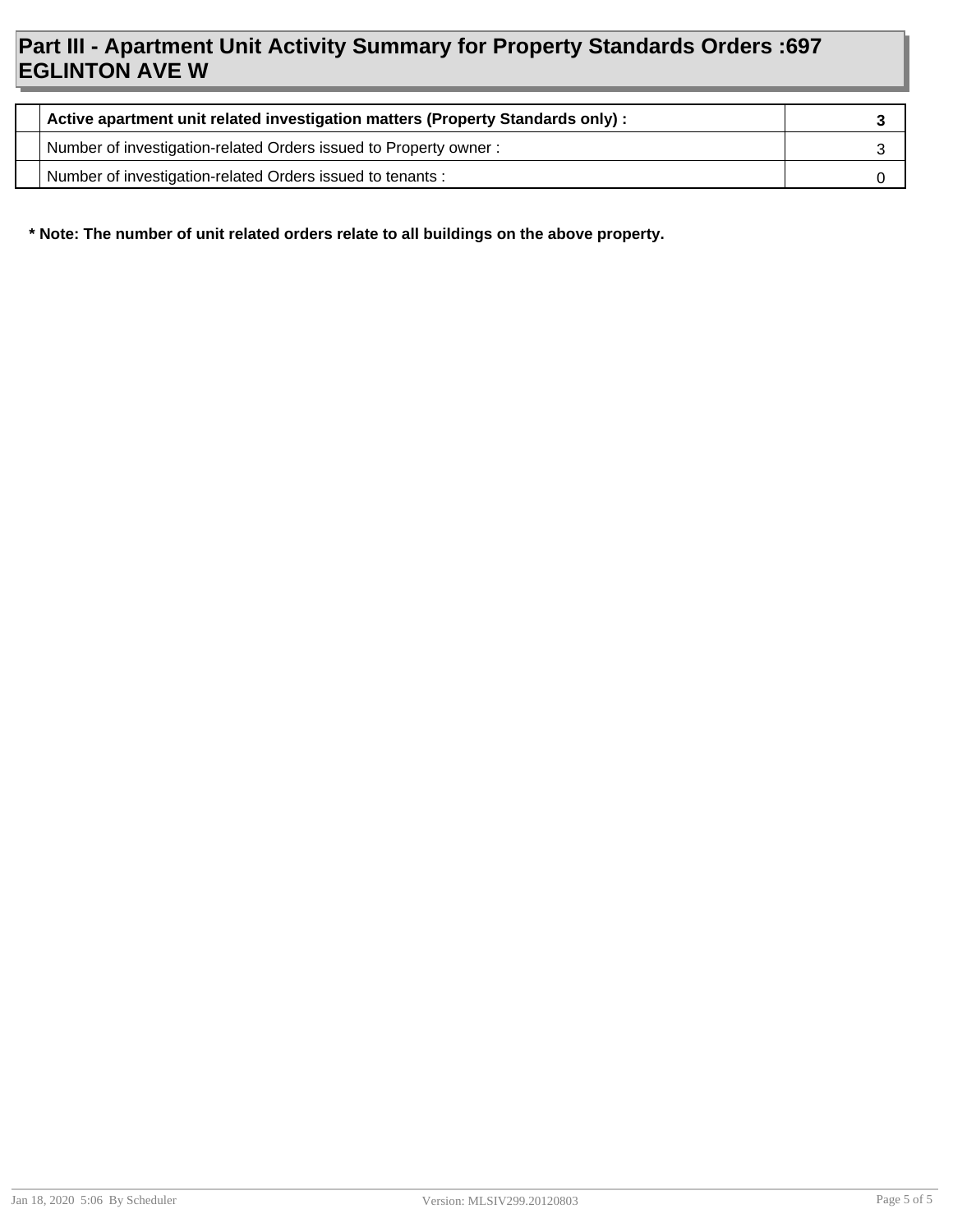## Part III - Apartment Unit Activity Summary for Property Standards Orders :697 EGLINTON AVE W

| | | |
|---|---|---|
| | **Active apartment unit related investigation matters (Property Standards only) :** | **3** |
| | Number of investigation-related Orders issued to Property owner : | 3 |
| | Number of investigation-related Orders issued to tenants : | 0 |

**\* Note: The number of unit related orders relate to all buildings on the above property.**